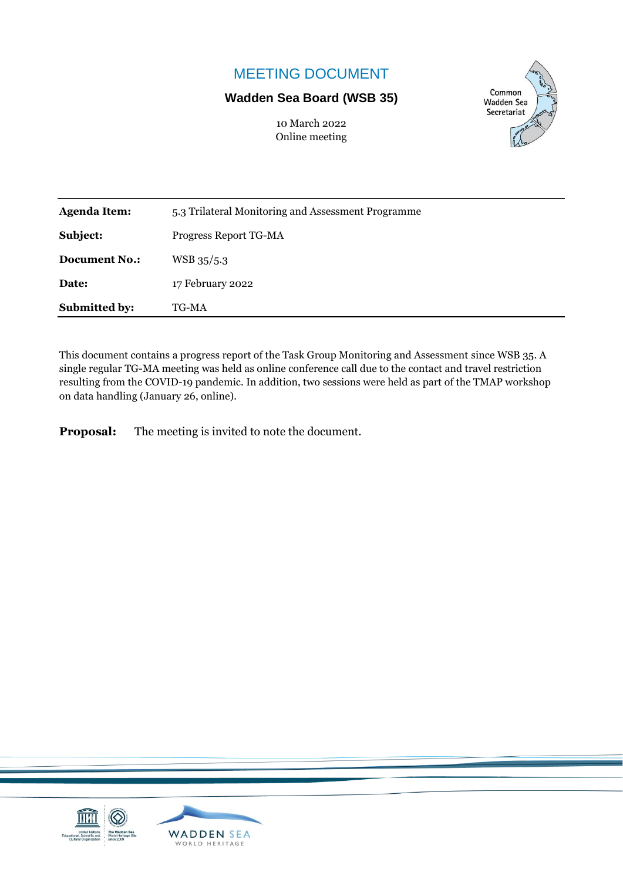# MEETING DOCUMENT

## Wadden Sea Board (WSB 35)

10 March 2022
Online meeting

| | |
|---|---|
| **Agenda Item:** | 5.3 Trilateral Monitoring and Assessment Programme |
| **Subject:** | Progress Report TG-MA |
| **Document No.:** | WSB 35/5.3 |
| **Date:** | 17 February 2022 |
| **Submitted by:** | TG-MA |

This document contains a progress report of the Task Group Monitoring and Assessment since WSB 35. A single regular TG-MA meeting was held as online conference call due to the contact and travel restriction resulting from the COVID-19 pandemic. In addition, two sessions were held as part of the TMAP workshop on data handling (January 26, online).

**Proposal:** The meeting is invited to note the document.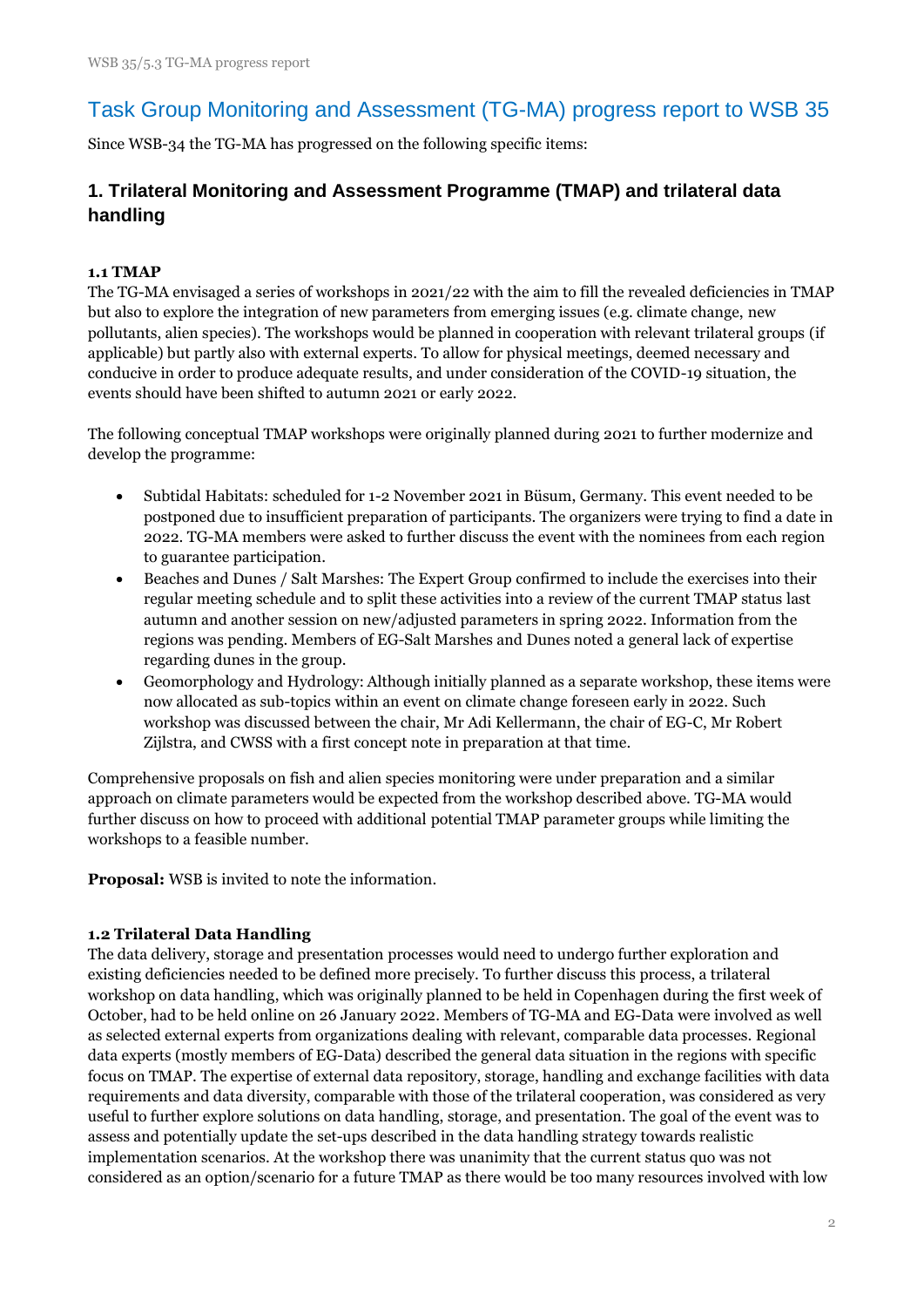# Task Group Monitoring and Assessment (TG-MA) progress report to WSB 35

Since WSB-34 the TG-MA has progressed on the following specific items:

## 1. Trilateral Monitoring and Assessment Programme (TMAP) and trilateral data handling

### 1.1 TMAP

The TG-MA envisaged a series of workshops in 2021/22 with the aim to fill the revealed deficiencies in TMAP but also to explore the integration of new parameters from emerging issues (e.g. climate change, new pollutants, alien species). The workshops would be planned in cooperation with relevant trilateral groups (if applicable) but partly also with external experts. To allow for physical meetings, deemed necessary and conducive in order to produce adequate results, and under consideration of the COVID-19 situation, the events should have been shifted to autumn 2021 or early 2022.

The following conceptual TMAP workshops were originally planned during 2021 to further modernize and develop the programme:

- Subtidal Habitats: scheduled for 1-2 November 2021 in Büsum, Germany. This event needed to be postponed due to insufficient preparation of participants. The organizers were trying to find a date in 2022. TG-MA members were asked to further discuss the event with the nominees from each region to guarantee participation.
- Beaches and Dunes / Salt Marshes: The Expert Group confirmed to include the exercises into their regular meeting schedule and to split these activities into a review of the current TMAP status last autumn and another session on new/adjusted parameters in spring 2022. Information from the regions was pending. Members of EG-Salt Marshes and Dunes noted a general lack of expertise regarding dunes in the group.
- Geomorphology and Hydrology: Although initially planned as a separate workshop, these items were now allocated as sub-topics within an event on climate change foreseen early in 2022. Such workshop was discussed between the chair, Mr Adi Kellermann, the chair of EG-C, Mr Robert Zijlstra, and CWSS with a first concept note in preparation at that time.

Comprehensive proposals on fish and alien species monitoring were under preparation and a similar approach on climate parameters would be expected from the workshop described above. TG-MA would further discuss on how to proceed with additional potential TMAP parameter groups while limiting the workshops to a feasible number.

**Proposal:** WSB is invited to note the information.

### 1.2 Trilateral Data Handling

The data delivery, storage and presentation processes would need to undergo further exploration and existing deficiencies needed to be defined more precisely. To further discuss this process, a trilateral workshop on data handling, which was originally planned to be held in Copenhagen during the first week of October, had to be held online on 26 January 2022. Members of TG-MA and EG-Data were involved as well as selected external experts from organizations dealing with relevant, comparable data processes. Regional data experts (mostly members of EG-Data) described the general data situation in the regions with specific focus on TMAP. The expertise of external data repository, storage, handling and exchange facilities with data requirements and data diversity, comparable with those of the trilateral cooperation, was considered as very useful to further explore solutions on data handling, storage, and presentation. The goal of the event was to assess and potentially update the set-ups described in the data handling strategy towards realistic implementation scenarios. At the workshop there was unanimity that the current status quo was not considered as an option/scenario for a future TMAP as there would be too many resources involved with low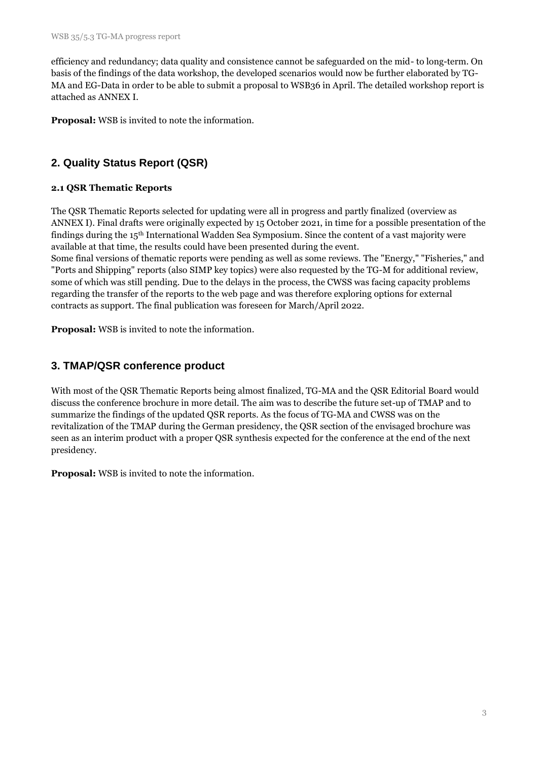efficiency and redundancy; data quality and consistence cannot be safeguarded on the mid- to long-term. On basis of the findings of the data workshop, the developed scenarios would now be further elaborated by TG-MA and EG-Data in order to be able to submit a proposal to WSB36 in April. The detailed workshop report is attached as ANNEX I.

**Proposal:** WSB is invited to note the information.

## 2. Quality Status Report (QSR)

### 2.1 QSR Thematic Reports

The QSR Thematic Reports selected for updating were all in progress and partly finalized (overview as ANNEX I). Final drafts were originally expected by 15 October 2021, in time for a possible presentation of the findings during the 15th International Wadden Sea Symposium. Since the content of a vast majority were available at that time, the results could have been presented during the event.
Some final versions of thematic reports were pending as well as some reviews. The "Energy," "Fisheries," and "Ports and Shipping" reports (also SIMP key topics) were also requested by the TG-M for additional review, some of which was still pending. Due to the delays in the process, the CWSS was facing capacity problems regarding the transfer of the reports to the web page and was therefore exploring options for external contracts as support. The final publication was foreseen for March/April 2022.

**Proposal:** WSB is invited to note the information.

## 3. TMAP/QSR conference product

With most of the QSR Thematic Reports being almost finalized, TG-MA and the QSR Editorial Board would discuss the conference brochure in more detail. The aim was to describe the future set-up of TMAP and to summarize the findings of the updated QSR reports. As the focus of TG-MA and CWSS was on the revitalization of the TMAP during the German presidency, the QSR section of the envisaged brochure was seen as an interim product with a proper QSR synthesis expected for the conference at the end of the next presidency.

**Proposal:** WSB is invited to note the information.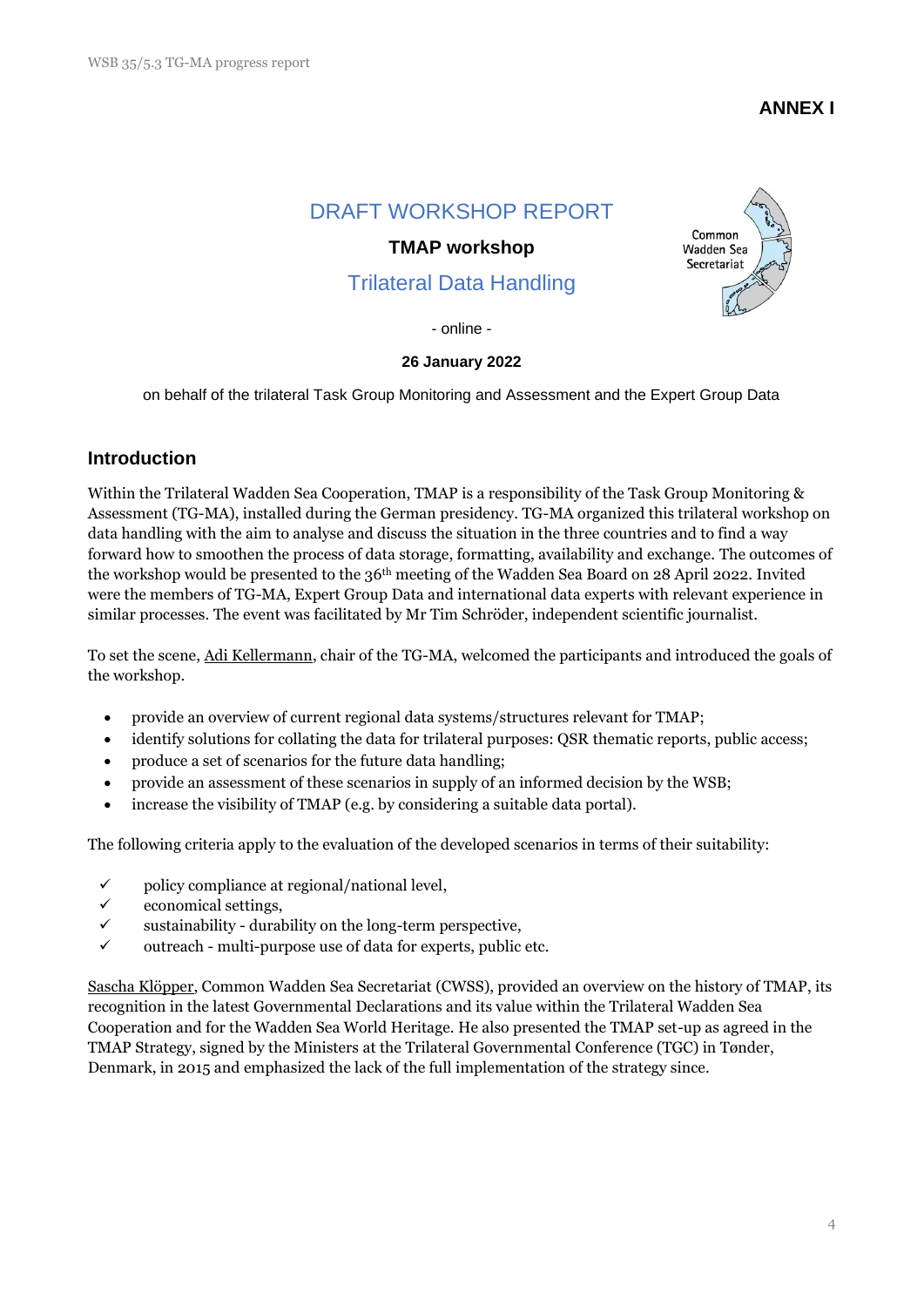**ANNEX I**

# DRAFT WORKSHOP REPORT

**TMAP workshop**

## Trilateral Data Handling

Common Wadden Sea Secretariat

- online -

**26 January 2022**

on behalf of the trilateral Task Group Monitoring and Assessment and the Expert Group Data

## Introduction

Within the Trilateral Wadden Sea Cooperation, TMAP is a responsibility of the Task Group Monitoring & Assessment (TG-MA), installed during the German presidency. TG-MA organized this trilateral workshop on data handling with the aim to analyse and discuss the situation in the three countries and to find a way forward how to smoothen the process of data storage, formatting, availability and exchange. The outcomes of the workshop would be presented to the 36th meeting of the Wadden Sea Board on 28 April 2022. Invited were the members of TG-MA, Expert Group Data and international data experts with relevant experience in similar processes. The event was facilitated by Mr Tim Schröder, independent scientific journalist.

To set the scene, Adi Kellermann, chair of the TG-MA, welcomed the participants and introduced the goals of the workshop.

- provide an overview of current regional data systems/structures relevant for TMAP;
- identify solutions for collating the data for trilateral purposes: QSR thematic reports, public access;
- produce a set of scenarios for the future data handling;
- provide an assessment of these scenarios in supply of an informed decision by the WSB;
- increase the visibility of TMAP (e.g. by considering a suitable data portal).

The following criteria apply to the evaluation of the developed scenarios in terms of their suitability:

- ✓ policy compliance at regional/national level,
- ✓ economical settings,
- ✓ sustainability - durability on the long-term perspective,
- ✓ outreach - multi-purpose use of data for experts, public etc.

Sascha Klöpper, Common Wadden Sea Secretariat (CWSS), provided an overview on the history of TMAP, its recognition in the latest Governmental Declarations and its value within the Trilateral Wadden Sea Cooperation and for the Wadden Sea World Heritage. He also presented the TMAP set-up as agreed in the TMAP Strategy, signed by the Ministers at the Trilateral Governmental Conference (TGC) in Tønder, Denmark, in 2015 and emphasized the lack of the full implementation of the strategy since.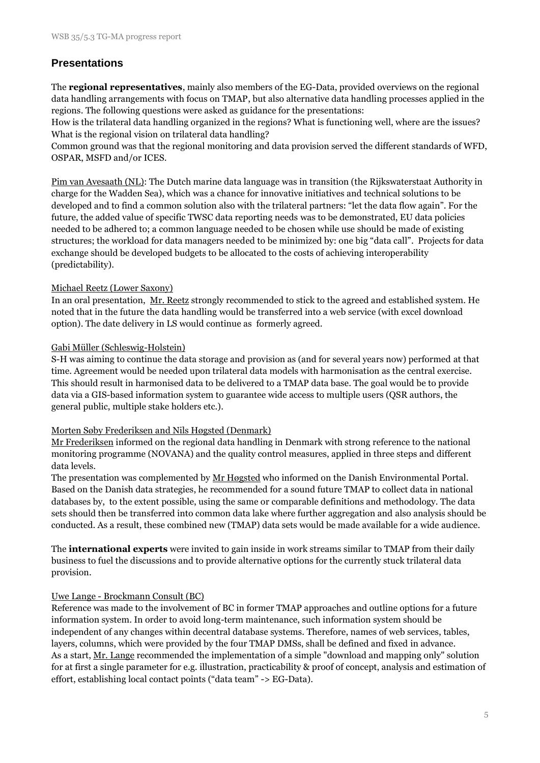## Presentations

The **regional representatives**, mainly also members of the EG-Data, provided overviews on the regional data handling arrangements with focus on TMAP, but also alternative data handling processes applied in the regions. The following questions were asked as guidance for the presentations:
How is the trilateral data handling organized in the regions? What is functioning well, where are the issues? What is the regional vision on trilateral data handling?
Common ground was that the regional monitoring and data provision served the different standards of WFD, OSPAR, MSFD and/or ICES.

Pim van Avesaath (NL): The Dutch marine data language was in transition (the Rijkswaterstaat Authority in charge for the Wadden Sea), which was a chance for innovative initiatives and technical solutions to be developed and to find a common solution also with the trilateral partners: "let the data flow again". For the future, the added value of specific TWSC data reporting needs was to be demonstrated, EU data policies needed to be adhered to; a common language needed to be chosen while use should be made of existing structures; the workload for data managers needed to be minimized by: one big "data call". Projects for data exchange should be developed budgets to be allocated to the costs of achieving interoperability (predictability).

Michael Reetz (Lower Saxony)
In an oral presentation, Mr. Reetz strongly recommended to stick to the agreed and established system. He noted that in the future the data handling would be transferred into a web service (with excel download option). The date delivery in LS would continue as formerly agreed.

Gabi Müller (Schleswig-Holstein)
S-H was aiming to continue the data storage and provision as (and for several years now) performed at that time. Agreement would be needed upon trilateral data models with harmonisation as the central exercise. This should result in harmonised data to be delivered to a TMAP data base. The goal would be to provide data via a GIS-based information system to guarantee wide access to multiple users (QSR authors, the general public, multiple stake holders etc.).

Morten Søby Frederiksen and Nils Høgsted (Denmark)
Mr Frederiksen informed on the regional data handling in Denmark with strong reference to the national monitoring programme (NOVANA) and the quality control measures, applied in three steps and different data levels.
The presentation was complemented by Mr Høgsted who informed on the Danish Environmental Portal. Based on the Danish data strategies, he recommended for a sound future TMAP to collect data in national databases by, to the extent possible, using the same or comparable definitions and methodology. The data sets should then be transferred into common data lake where further aggregation and also analysis should be conducted. As a result, these combined new (TMAP) data sets would be made available for a wide audience.

The **international experts** were invited to gain inside in work streams similar to TMAP from their daily business to fuel the discussions and to provide alternative options for the currently stuck trilateral data provision.

Uwe Lange - Brockmann Consult (BC)
Reference was made to the involvement of BC in former TMAP approaches and outline options for a future information system. In order to avoid long-term maintenance, such information system should be independent of any changes within decentral database systems. Therefore, names of web services, tables, layers, columns, which were provided by the four TMAP DMSs, shall be defined and fixed in advance.
As a start, Mr. Lange recommended the implementation of a simple "download and mapping only" solution for at first a single parameter for e.g. illustration, practicability & proof of concept, analysis and estimation of effort, establishing local contact points ("data team" -> EG-Data).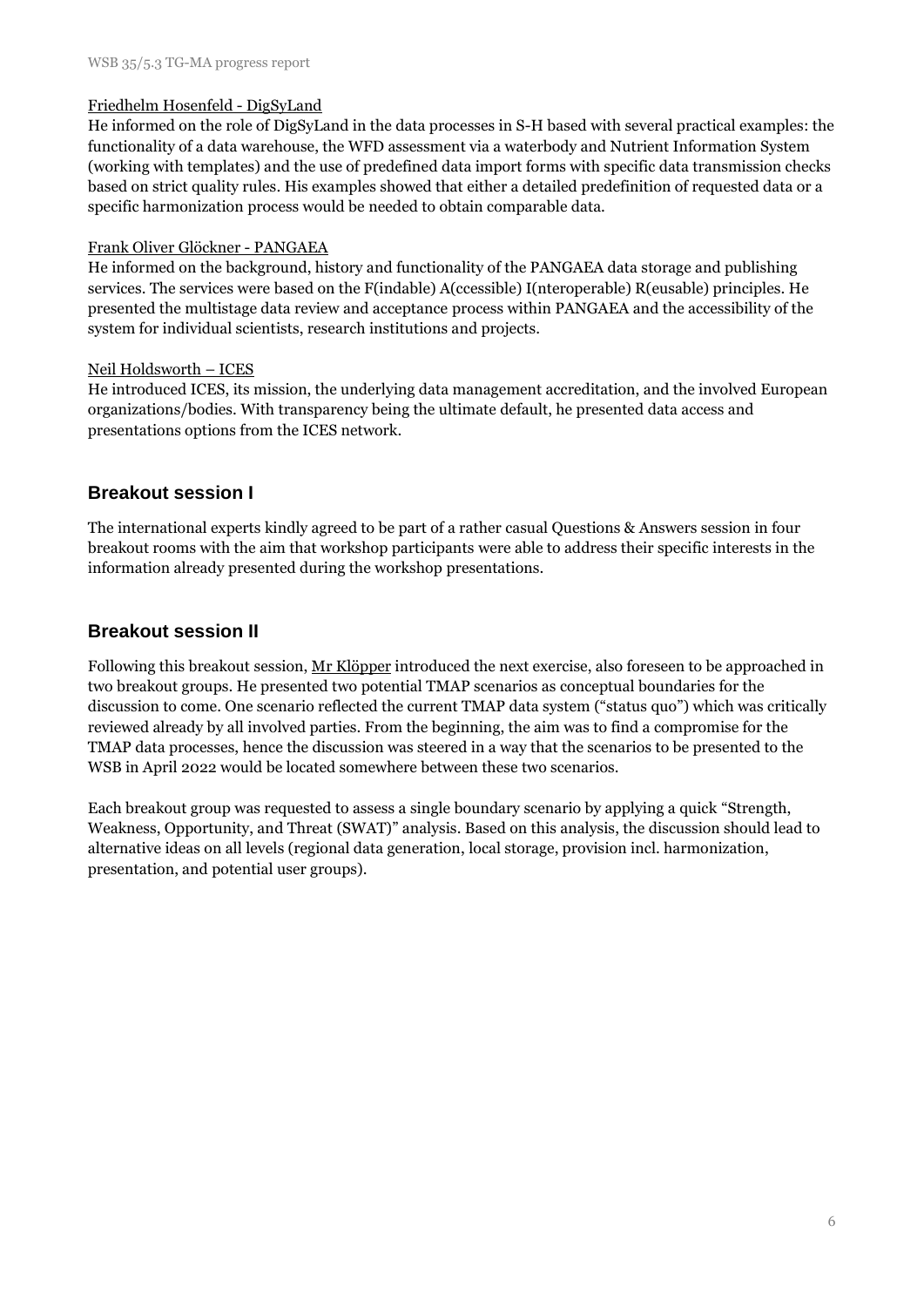Friedhelm Hosenfeld - DigSyLand

He informed on the role of DigSyLand in the data processes in S-H based with several practical examples: the functionality of a data warehouse, the WFD assessment via a waterbody and Nutrient Information System (working with templates) and the use of predefined data import forms with specific data transmission checks based on strict quality rules. His examples showed that either a detailed predefinition of requested data or a specific harmonization process would be needed to obtain comparable data.

Frank Oliver Glöckner - PANGAEA

He informed on the background, history and functionality of the PANGAEA data storage and publishing services. The services were based on the F(indable) A(ccessible) I(nteroperable) R(eusable) principles. He presented the multistage data review and acceptance process within PANGAEA and the accessibility of the system for individual scientists, research institutions and projects.

Neil Holdsworth – ICES

He introduced ICES, its mission, the underlying data management accreditation, and the involved European organizations/bodies. With transparency being the ultimate default, he presented data access and presentations options from the ICES network.

## Breakout session I

The international experts kindly agreed to be part of a rather casual Questions & Answers session in four breakout rooms with the aim that workshop participants were able to address their specific interests in the information already presented during the workshop presentations.

## Breakout session II

Following this breakout session, Mr Klöpper introduced the next exercise, also foreseen to be approached in two breakout groups. He presented two potential TMAP scenarios as conceptual boundaries for the discussion to come. One scenario reflected the current TMAP data system ("status quo") which was critically reviewed already by all involved parties. From the beginning, the aim was to find a compromise for the TMAP data processes, hence the discussion was steered in a way that the scenarios to be presented to the WSB in April 2022 would be located somewhere between these two scenarios.

Each breakout group was requested to assess a single boundary scenario by applying a quick "Strength, Weakness, Opportunity, and Threat (SWAT)" analysis. Based on this analysis, the discussion should lead to alternative ideas on all levels (regional data generation, local storage, provision incl. harmonization, presentation, and potential user groups).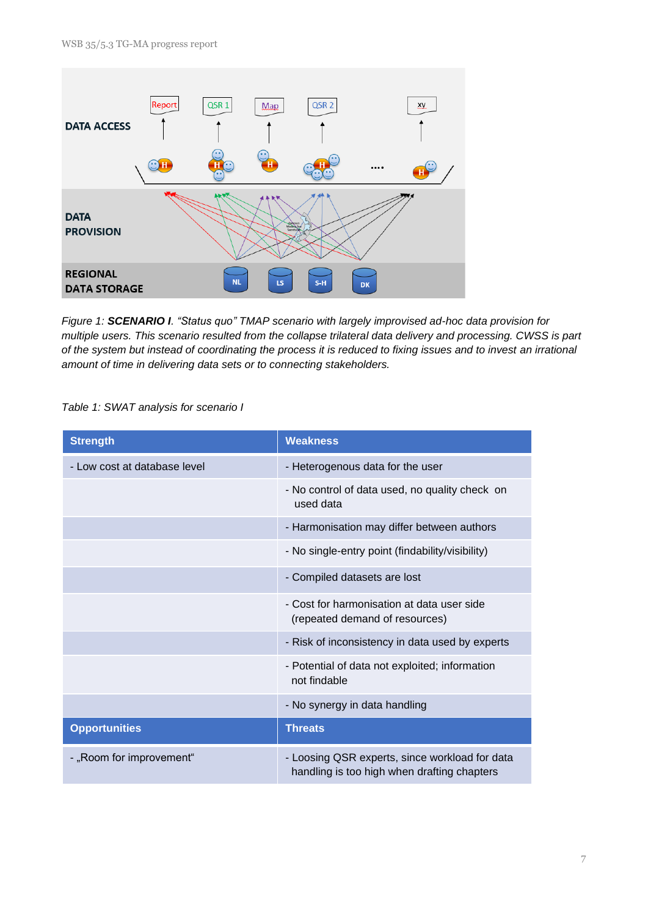*Figure 1: **SCENARIO I**. "Status quo" TMAP scenario with largely improvised ad-hoc data provision for multiple users. This scenario resulted from the collapse trilateral data delivery and processing. CWSS is part of the system but instead of coordinating the process it is reduced to fixing issues and to invest an irrational amount of time in delivering data sets or to connecting stakeholders.*

*Table 1: SWAT analysis for scenario I*

| Strength | Weakness |
|---|---|
| - Low cost at database level | - Heterogenous data for the user |
| | - No control of data used, no quality check on used data |
| | - Harmonisation may differ between authors |
| | - No single-entry point (findability/visibility) |
| | - Compiled datasets are lost |
| | - Cost for harmonisation at data user side (repeated demand of resources) |
| | - Risk of inconsistency in data used by experts |
| | - Potential of data not exploited; information not findable |
| | - No synergy in data handling |
| **Opportunities** | **Threats** |
| - „Room for improvement" | - Loosing QSR experts, since workload for data handling is too high when drafting chapters |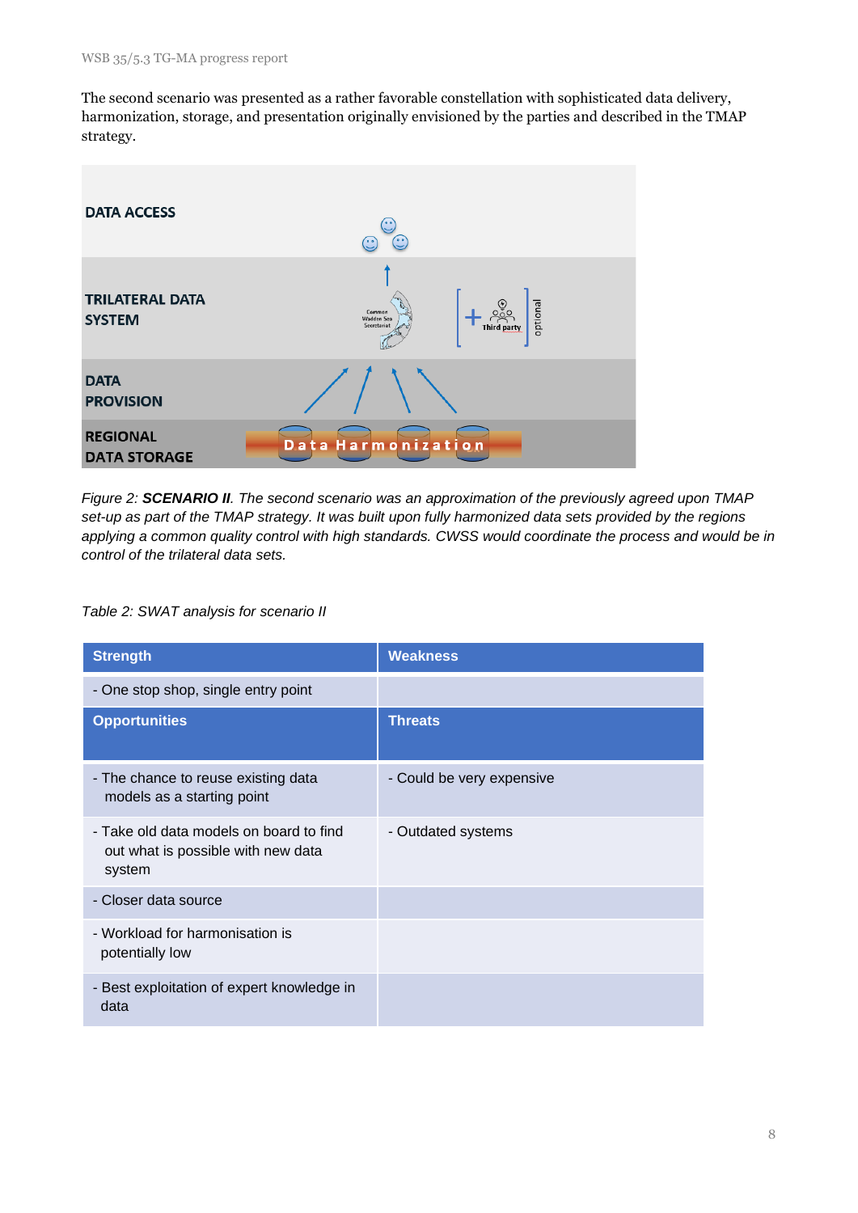The second scenario was presented as a rather favorable constellation with sophisticated data delivery, harmonization, storage, and presentation originally envisioned by the parties and described in the TMAP strategy.

*Figure 2: **SCENARIO II**. The second scenario was an approximation of the previously agreed upon TMAP set-up as part of the TMAP strategy. It was built upon fully harmonized data sets provided by the regions applying a common quality control with high standards. CWSS would coordinate the process and would be in control of the trilateral data sets.*

*Table 2: SWAT analysis for scenario II*

| Strength | Weakness |
|---|---|
| - One stop shop, single entry point | |
| **Opportunities** | **Threats** |
| - The chance to reuse existing data models as a starting point | - Could be very expensive |
| - Take old data models on board to find out what is possible with new data system | - Outdated systems |
| - Closer data source | |
| - Workload for harmonisation is potentially low | |
| - Best exploitation of expert knowledge in data | |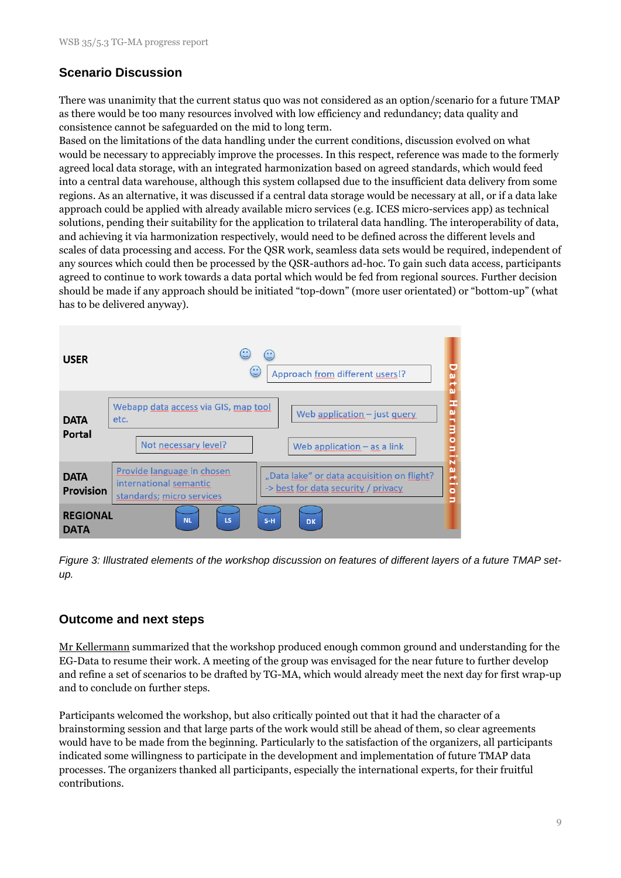## Scenario Discussion

There was unanimity that the current status quo was not considered as an option/scenario for a future TMAP as there would be too many resources involved with low efficiency and redundancy; data quality and consistence cannot be safeguarded on the mid to long term.
Based on the limitations of the data handling under the current conditions, discussion evolved on what would be necessary to appreciably improve the processes. In this respect, reference was made to the formerly agreed local data storage, with an integrated harmonization based on agreed standards, which would feed into a central data warehouse, although this system collapsed due to the insufficient data delivery from some regions. As an alternative, it was discussed if a central data storage would be necessary at all, or if a data lake approach could be applied with already available micro services (e.g. ICES micro-services app) as technical solutions, pending their suitability for the application to trilateral data handling. The interoperability of data, and achieving it via harmonization respectively, would need to be defined across the different levels and scales of data processing and access. For the QSR work, seamless data sets would be required, independent of any sources which could then be processed by the QSR-authors ad-hoc. To gain such data access, participants agreed to continue to work towards a data portal which would be fed from regional sources. Further decision should be made if any approach should be initiated "top-down" (more user orientated) or "bottom-up" (what has to be delivered anyway).

*Figure 3: Illustrated elements of the workshop discussion on features of different layers of a future TMAP set-up.*

## Outcome and next steps

Mr Kellermann summarized that the workshop produced enough common ground and understanding for the EG-Data to resume their work. A meeting of the group was envisaged for the near future to further develop and refine a set of scenarios to be drafted by TG-MA, which would already meet the next day for first wrap-up and to conclude on further steps.

Participants welcomed the workshop, but also critically pointed out that it had the character of a brainstorming session and that large parts of the work would still be ahead of them, so clear agreements would have to be made from the beginning. Particularly to the satisfaction of the organizers, all participants indicated some willingness to participate in the development and implementation of future TMAP data processes. The organizers thanked all participants, especially the international experts, for their fruitful contributions.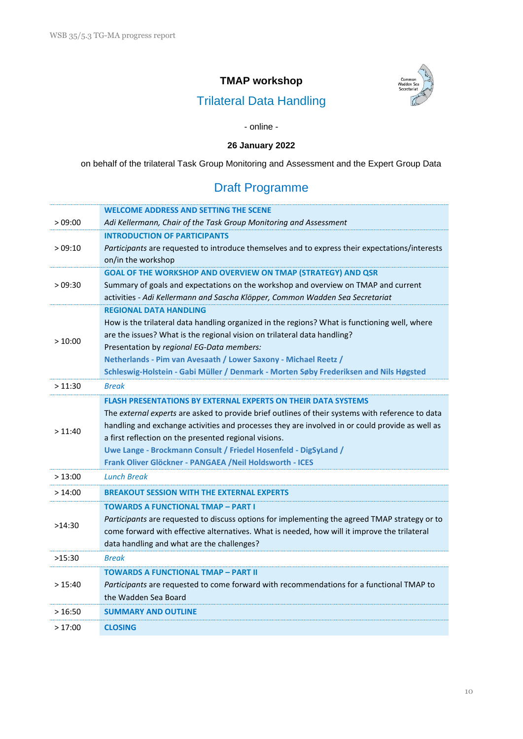# TMAP workshop

## Trilateral Data Handling

- online -

**26 January 2022**

on behalf of the trilateral Task Group Monitoring and Assessment and the Expert Group Data

## Draft Programme

| | |
|---|---|
| > 09:00 | **WELCOME ADDRESS AND SETTING THE SCENE**<br>*Adi Kellermann, Chair of the Task Group Monitoring and Assessment* |
| > 09:10 | **INTRODUCTION OF PARTICIPANTS**<br>*Participants* are requested to introduce themselves and to express their expectations/interests on/in the workshop |
| > 09:30 | **GOAL OF THE WORKSHOP AND OVERVIEW ON TMAP (STRATEGY) AND QSR**<br>Summary of goals and expectations on the workshop and overview on TMAP and current activities - *Adi Kellermann and Sascha Klöpper, Common Wadden Sea Secretariat* |
| > 10:00 | **REGIONAL DATA HANDLING**<br>How is the trilateral data handling organized in the regions? What is functioning well, where are the issues? What is the regional vision on trilateral data handling?<br>Presentation by *regional EG-Data members:*<br>**Netherlands - Pim van Avesaath / Lower Saxony - Michael Reetz /**<br>**Schleswig-Holstein - Gabi Müller / Denmark - Morten Søby Frederiksen and Nils Høgsted** |
| > 11:30 | *Break* |
| > 11:40 | **FLASH PRESENTATIONS BY EXTERNAL EXPERTS ON THEIR DATA SYSTEMS**<br>The *external experts* are asked to provide brief outlines of their systems with reference to data handling and exchange activities and processes they are involved in or could provide as well as a first reflection on the presented regional visions.<br>**Uwe Lange - Brockmann Consult / Friedel Hosenfeld - DigSyLand /**<br>**Frank Oliver Glöckner - PANGAEA /Neil Holdsworth - ICES** |
| > 13:00 | *Lunch Break* |
| > 14:00 | **BREAKOUT SESSION WITH THE EXTERNAL EXPERTS** |
| >14:30 | **TOWARDS A FUNCTIONAL TMAP – PART I**<br>*Participants* are requested to discuss options for implementing the agreed TMAP strategy or to come forward with effective alternatives. What is needed, how will it improve the trilateral data handling and what are the challenges? |
| >15:30 | *Break* |
| > 15:40 | **TOWARDS A FUNCTIONAL TMAP – PART II**<br>*Participants* are requested to come forward with recommendations for a functional TMAP to the Wadden Sea Board |
| > 16:50 | **SUMMARY AND OUTLINE** |
| > 17:00 | **CLOSING** |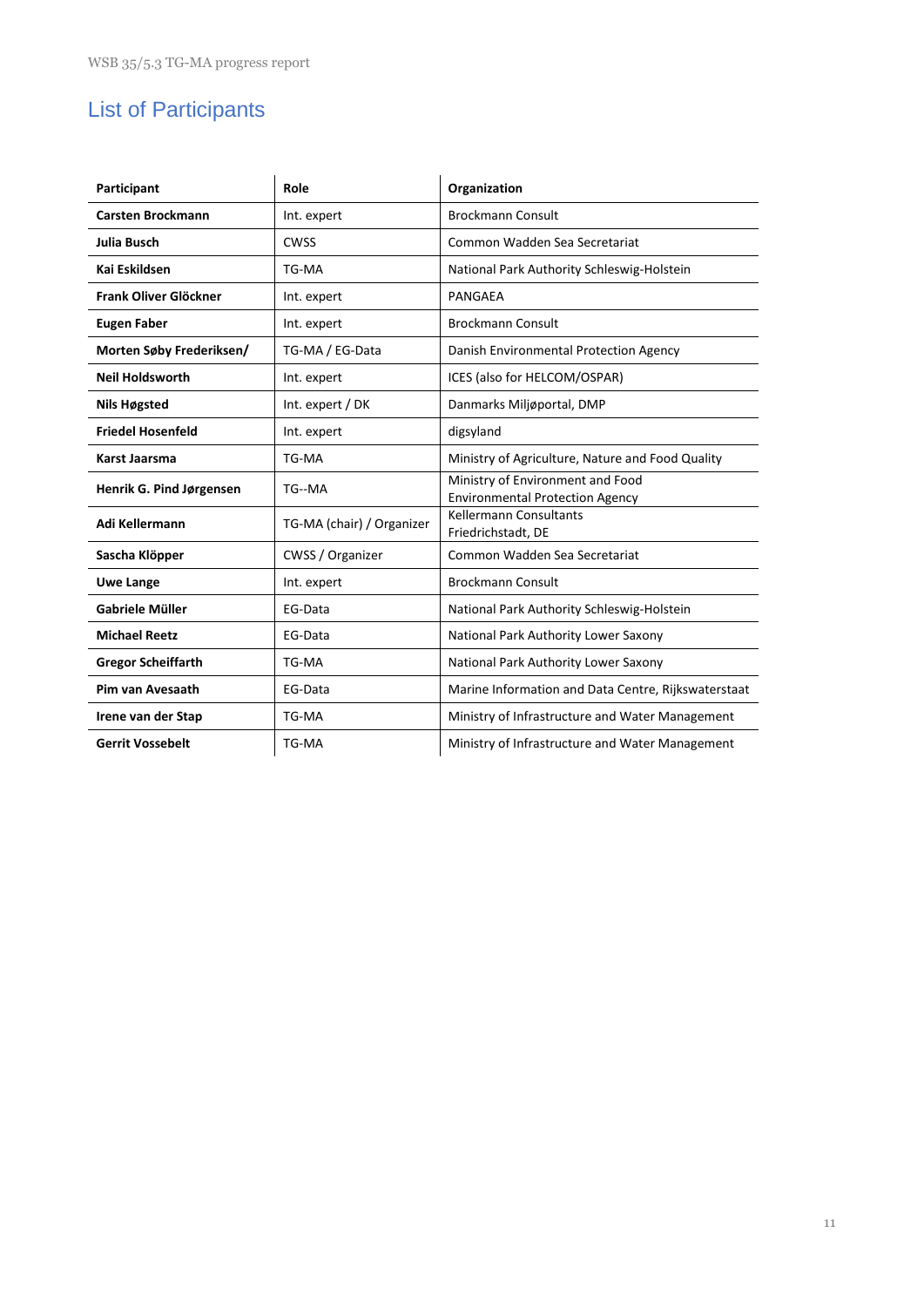## List of Participants

| Participant | Role | Organization |
|---|---|---|
| **Carsten Brockmann** | Int. expert | Brockmann Consult |
| **Julia Busch** | CWSS | Common Wadden Sea Secretariat |
| **Kai Eskildsen** | TG-MA | National Park Authority Schleswig-Holstein |
| **Frank Oliver Glöckner** | Int. expert | PANGAEA |
| **Eugen Faber** | Int. expert | Brockmann Consult |
| **Morten Søby Frederiksen/** | TG-MA / EG-Data | Danish Environmental Protection Agency |
| **Neil Holdsworth** | Int. expert | ICES (also for HELCOM/OSPAR) |
| **Nils Høgsted** | Int. expert / DK | Danmarks Miljøportal, DMP |
| **Friedel Hosenfeld** | Int. expert | digsyland |
| **Karst Jaarsma** | TG-MA | Ministry of Agriculture, Nature and Food Quality |
| **Henrik G. Pind Jørgensen** | TG--MA | Ministry of Environment and Food Environmental Protection Agency |
| **Adi Kellermann** | TG-MA (chair) / Organizer | Kellermann Consultants Friedrichstadt, DE |
| **Sascha Klöpper** | CWSS / Organizer | Common Wadden Sea Secretariat |
| **Uwe Lange** | Int. expert | Brockmann Consult |
| **Gabriele Müller** | EG-Data | National Park Authority Schleswig-Holstein |
| **Michael Reetz** | EG-Data | National Park Authority Lower Saxony |
| **Gregor Scheiffarth** | TG-MA | National Park Authority Lower Saxony |
| **Pim van Avesaath** | EG-Data | Marine Information and Data Centre, Rijkswaterstaat |
| **Irene van der Stap** | TG-MA | Ministry of Infrastructure and Water Management |
| **Gerrit Vossebelt** | TG-MA | Ministry of Infrastructure and Water Management |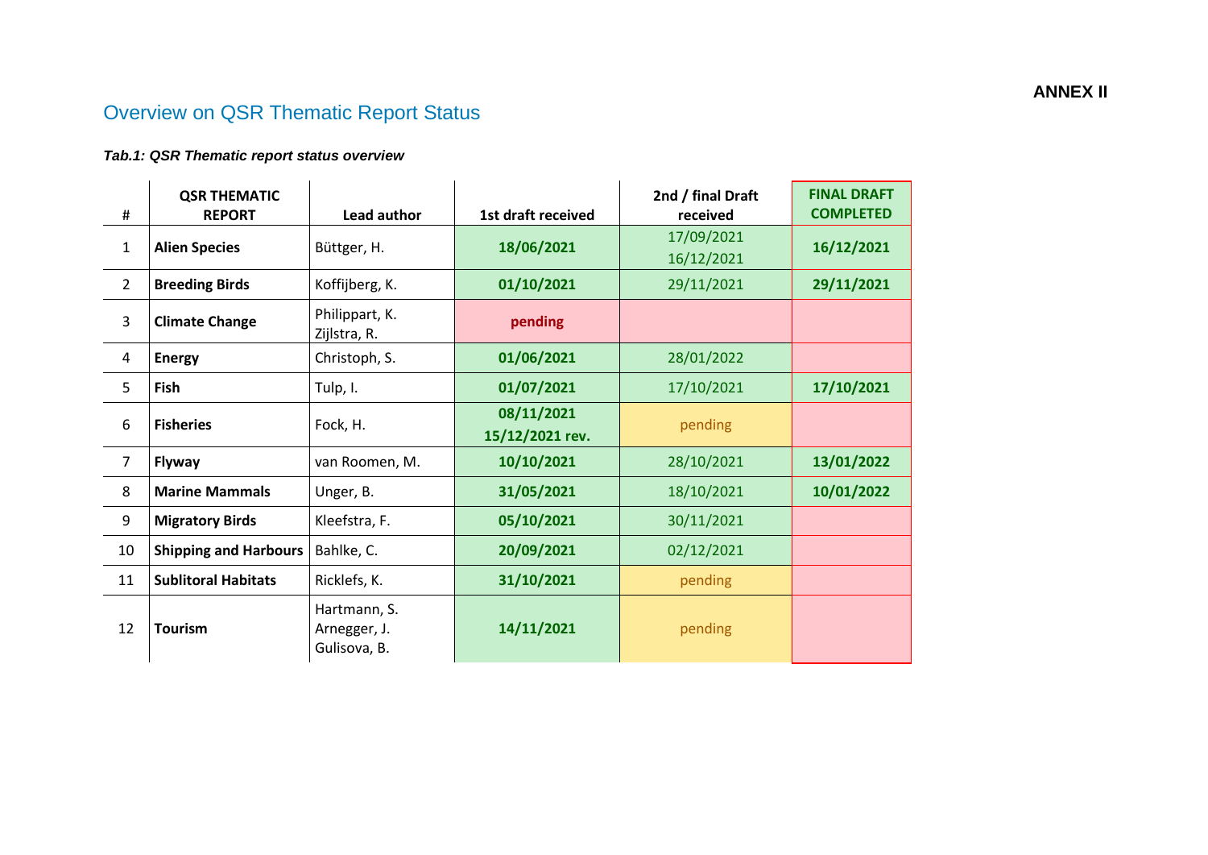**ANNEX II**

## Overview on QSR Thematic Report Status

***Tab.1: QSR Thematic report status overview***

| # | QSR THEMATIC REPORT | Lead author | 1st draft received | 2nd / final Draft received | FINAL DRAFT COMPLETED |
|---|---|---|---|---|---|
| 1 | **Alien Species** | Büttger, H. | **18/06/2021** | 17/09/2021<br>16/12/2021 | **16/12/2021** |
| 2 | **Breeding Birds** | Koffijberg, K. | **01/10/2021** | 29/11/2021 | **29/11/2021** |
| 3 | **Climate Change** | Philippart, K.<br>Zijlstra, R. | **pending** | | |
| 4 | **Energy** | Christoph, S. | **01/06/2021** | 28/01/2022 | |
| 5 | **Fish** | Tulp, I. | **01/07/2021** | 17/10/2021 | **17/10/2021** |
| 6 | **Fisheries** | Fock, H. | **08/11/2021**<br>**15/12/2021 rev.** | pending | |
| 7 | **Flyway** | van Roomen, M. | **10/10/2021** | 28/10/2021 | **13/01/2022** |
| 8 | **Marine Mammals** | Unger, B. | **31/05/2021** | 18/10/2021 | **10/01/2022** |
| 9 | **Migratory Birds** | Kleefstra, F. | **05/10/2021** | 30/11/2021 | |
| 10 | **Shipping and Harbours** | Bahlke, C. | **20/09/2021** | 02/12/2021 | |
| 11 | **Sublitoral Habitats** | Ricklefs, K. | **31/10/2021** | pending | |
| 12 | **Tourism** | Hartmann, S.<br>Arnegger, J.<br>Gulisova, B. | **14/11/2021** | pending | |